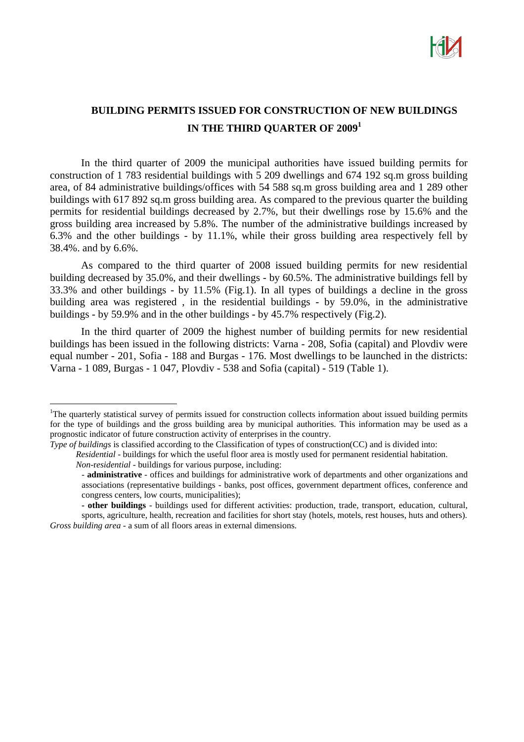# BUILDING PERMITS ISSUED FOR CONSTRUCTION OF NEW BUILDINGS IN THE THIRD QUARTER OF 2009[1]

In the third quarter of 2009 the municipal authorities have issued building permits for construction of 1 783 residential buildings with 5 209 dwellings and 674 192 sq.m gross building area, of 84 administrative buildings/offices with 54 588 sq.m gross building area and 1 289 other buildings with 617 892 sq.m gross building area. As compared to the previous quarter the building permits for residential buildings decreased by 2.7%, but their dwellings rose by 15.6% and the gross building area increased by 5.8%. The number of the administrative buildings increased by 6.3% and the other buildings - by 11.1%, while their gross building area respectively fell by 38.4%. and by 6.6%.

As compared to the third quarter of 2008 issued building permits for new residential building decreased by 35.0%, and their dwellings - by 60.5%. The administrative buildings fell by 33.3% and other buildings - by 11.5% (Fig.1). In all types of buildings a decline in the gross building area was registered , in the residential buildings - by 59.0%, in the administrative buildings - by 59.9% and in the other buildings - by 45.7% respectively (Fig.2).

In the third quarter of 2009 the highest number of building permits for new residential buildings has been issued in the following districts: Varna - 208, Sofia (capital) and Plovdiv were equal number - 201, Sofia - 188 and Burgas - 176. Most dwellings to be launched in the districts: Varna - 1 089, Burgas - 1 047, Plovdiv - 538 and Sofia (capital) - 519 (Table 1).

---

[1]The quarterly statistical survey of permits issued for construction collects information about issued building permits for the type of buildings and the gross building area by municipal authorities. This information may be used as a prognostic indicator of future construction activity of enterprises in the country.

*Type of buildings* is classified according to the Classification of types of construction(CC) and is divided into:

*Residential* - buildings for which the useful floor area is mostly used for permanent residential habitation.

*Non-residential* - buildings for various purpose, including:

- **administrative** - offices and buildings for administrative work of departments and other organizations and associations (representative buildings - banks, post offices, government department offices, conference and congress centers, low courts, municipalities);
- **other buildings** - buildings used for different activities: production, trade, transport, education, cultural, sports, agriculture, health, recreation and facilities for short stay (hotels, motels, rest houses, huts and others).

*Gross building area* - a sum of all floors areas in external dimensions.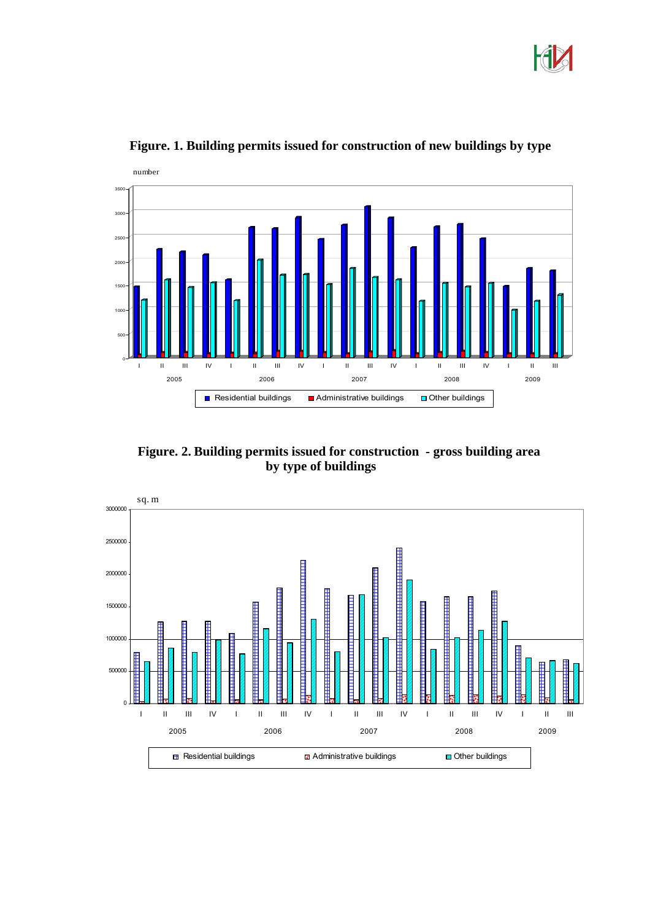**Figure. 1. Building permits issued for construction of new buildings by type**

**Figure. 2. Building permits issued for construction - gross building area by type of buildings**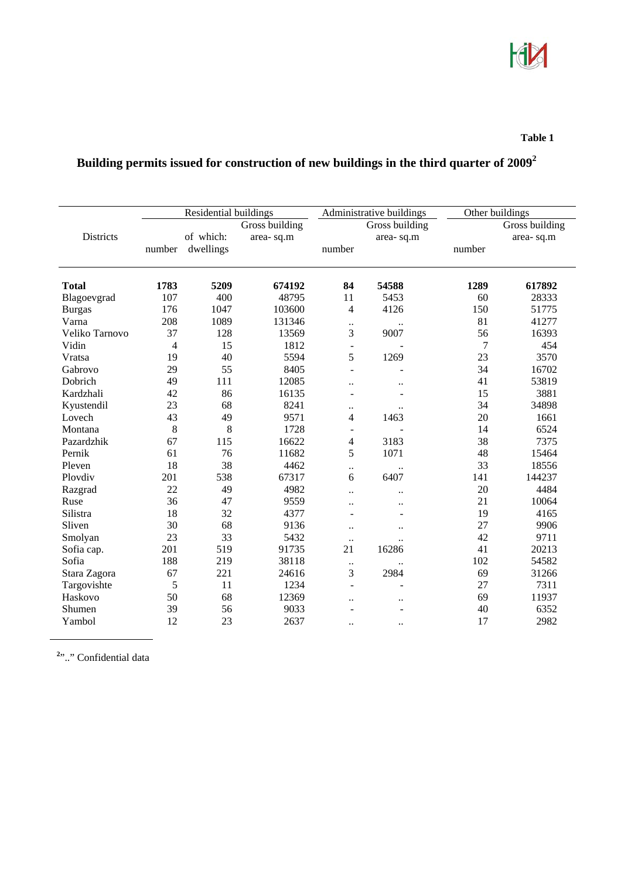Table 1

## Building permits issued for construction of new buildings in the third quarter of 2009[2]

| Districts | Residential buildings | | | Administrative buildings | | Other buildings | |
|---|---|---|---|---|---|---|---|
| | number | of which: dwellings | Gross building area- sq.m | number | Gross building area- sq.m | number | Gross building area- sq.m |
| **Total** | **1783** | **5209** | **674192** | **84** | **54588** | **1289** | **617892** |
| Blagoevgrad | 107 | 400 | 48795 | 11 | 5453 | 60 | 28333 |
| Burgas | 176 | 1047 | 103600 | 4 | 4126 | 150 | 51775 |
| Varna | 208 | 1089 | 131346 | .. | .. | 81 | 41277 |
| Veliko Tarnovo | 37 | 128 | 13569 | 3 | 9007 | 56 | 16393 |
| Vidin | 4 | 15 | 1812 | - | - | 7 | 454 |
| Vratsa | 19 | 40 | 5594 | 5 | 1269 | 23 | 3570 |
| Gabrovo | 29 | 55 | 8405 | - | - | 34 | 16702 |
| Dobrich | 49 | 111 | 12085 | .. | .. | 41 | 53819 |
| Kardzhali | 42 | 86 | 16135 | - | - | 15 | 3881 |
| Kyustendil | 23 | 68 | 8241 | .. | .. | 34 | 34898 |
| Lovech | 43 | 49 | 9571 | 4 | 1463 | 20 | 1661 |
| Montana | 8 | 8 | 1728 | - | - | 14 | 6524 |
| Pazardzhik | 67 | 115 | 16622 | 4 | 3183 | 38 | 7375 |
| Pernik | 61 | 76 | 11682 | 5 | 1071 | 48 | 15464 |
| Pleven | 18 | 38 | 4462 | .. | .. | 33 | 18556 |
| Plovdiv | 201 | 538 | 67317 | 6 | 6407 | 141 | 144237 |
| Razgrad | 22 | 49 | 4982 | .. | .. | 20 | 4484 |
| Ruse | 36 | 47 | 9559 | .. | .. | 21 | 10064 |
| Silistra | 18 | 32 | 4377 | - | - | 19 | 4165 |
| Sliven | 30 | 68 | 9136 | .. | .. | 27 | 9906 |
| Smolyan | 23 | 33 | 5432 | .. | .. | 42 | 9711 |
| Sofia cap. | 201 | 519 | 91735 | 21 | 16286 | 41 | 20213 |
| Sofia | 188 | 219 | 38118 | .. | .. | 102 | 54582 |
| Stara Zagora | 67 | 221 | 24616 | 3 | 2984 | 69 | 31266 |
| Targovishte | 5 | 11 | 1234 | - | - | 27 | 7311 |
| Haskovo | 50 | 68 | 12369 | .. | .. | 69 | 11937 |
| Shumen | 39 | 56 | 9033 | - | - | 40 | 6352 |
| Yambol | 12 | 23 | 2637 | .. | .. | 17 | 2982 |

[2] ".." Confidential data